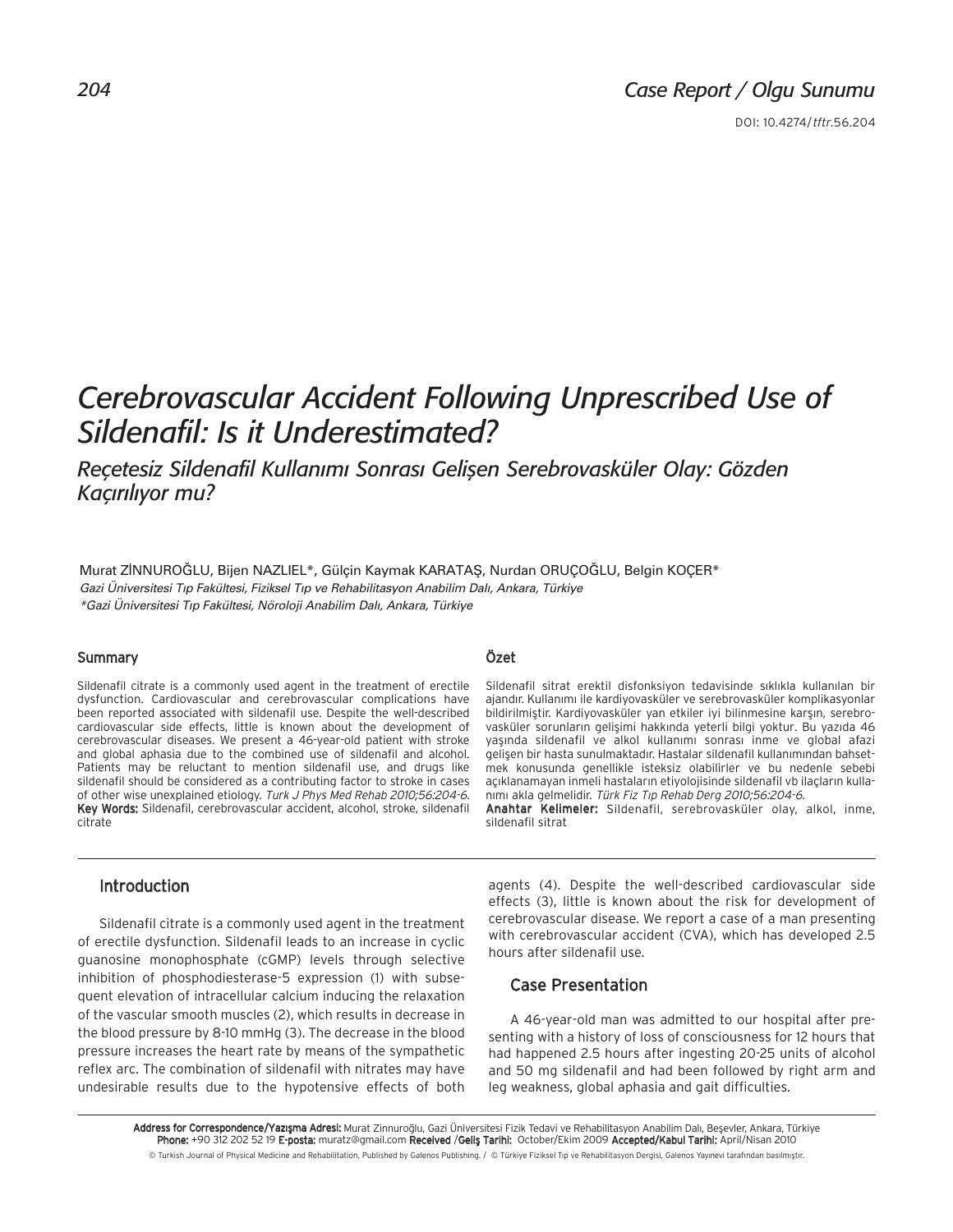Case Report / Olgu Sunumu

DOI: 10.4274/tftr.56.204

# Cerebrovascular Accident Following Unprescribed Use of Sildenafil: Is it Underestimated?

## Reçetesiz Sildenafil Kullanımı Sonrası Gelişen Serebrovasküler Olay: Gözden Kaçırılıyor mu?

Murat ZİNNUROĞLU, Bijen NAZLIEL*, Gülçin Kaymak KARATAŞ, Nurdan ORUÇOĞLU, Belgin KOÇER*

*Gazi Üniversitesi Tıp Fakültesi, Fiziksel Tıp ve Rehabilitasyon Anabilim Dalı, Ankara, Türkiye*

**Gazi Üniversitesi Tıp Fakültesi, Nöroloji Anabilim Dalı, Ankara, Türkiye*

### Summary

Sildenafil citrate is a commonly used agent in the treatment of erectile dysfunction. Cardiovascular and cerebrovascular complications have been reported associated with sildenafil use. Despite the well-described cardiovascular side effects, little is known about the development of cerebrovascular diseases. We present a 46-year-old patient with stroke and global aphasia due to the combined use of sildenafil and alcohol. Patients may be reluctant to mention sildenafil use, and drugs like sildenafil should be considered as a contributing factor to stroke in cases of other wise unexplained etiology. *Turk J Phys Med Rehab 2010;56:204-6.*

**Key Words:** Sildenafil, cerebrovascular accident, alcohol, stroke, sildenafil citrate

### Özet

Sildenafil sitrat erektil disfonksiyon tedavisinde sıklıkla kullanılan bir ajandır. Kullanımı ile kardiyovasküler ve serebrovasküler komplikasyonlar bildirilmiştir. Kardiyovasküler yan etkiler iyi bilinmesine karşın, serebrovasküler sorunların gelişimi hakkında yeterli bilgi yoktur. Bu yazıda 46 yaşında sildenafil ve alkol kullanımı sonrası inme ve global afazi gelişen bir hasta sunulmaktadır. Hastalar sildenafil kullanımından bahsetmek konusunda genellikle isteksiz olabilirler ve bu nedenle sebebi açıklanamayan inmeli hastaların etiyolojisinde sildenafil vb ilaçların kullanımı akla gelmelidir. *Türk Fiz Tıp Rehab Derg 2010;56:204-6.*

**Anahtar Kelimeler:** Sildenafil, serebrovasküler olay, alkol, inme, sildenafil sitrat

## Introduction

Sildenafil citrate is a commonly used agent in the treatment of erectile dysfunction. Sildenafil leads to an increase in cyclic guanosine monophosphate (cGMP) levels through selective inhibition of phosphodiesterase-5 expression (1) with subsequent elevation of intracellular calcium inducing the relaxation of the vascular smooth muscles (2), which results in decrease in the blood pressure by 8-10 mmHg (3). The decrease in the blood pressure increases the heart rate by means of the sympathetic reflex arc. The combination of sildenafil with nitrates may have undesirable results due to the hypotensive effects of both agents (4). Despite the well-described cardiovascular side effects (3), little is known about the risk for development of cerebrovascular disease. We report a case of a man presenting with cerebrovascular accident (CVA), which has developed 2.5 hours after sildenafil use.

## Case Presentation

A 46-year-old man was admitted to our hospital after presenting with a history of loss of consciousness for 12 hours that had happened 2.5 hours after ingesting 20-25 units of alcohol and 50 mg sildenafil and had been followed by right arm and leg weakness, global aphasia and gait difficulties.

**Address for Correspondence/Yazışma Adresi:** Murat Zinnuroğlu, Gazi Üniversitesi Fizik Tedavi ve Rehabilitasyon Anabilim Dalı, Beşevler, Ankara, Türkiye
**Phone:** +90 312 202 52 19 **E-posta:** muratz@gmail.com **Received /Geliş Tarihi:** October/Ekim 2009 **Accepted/Kabul Tarihi:** April/Nisan 2010

© Turkish Journal of Physical Medicine and Rehabilitation, Published by Galenos Publishing. / © Türkiye Fiziksel Tıp ve Rehabilitasyon Dergisi, Galenos Yayınevi tarafından basılmıştır.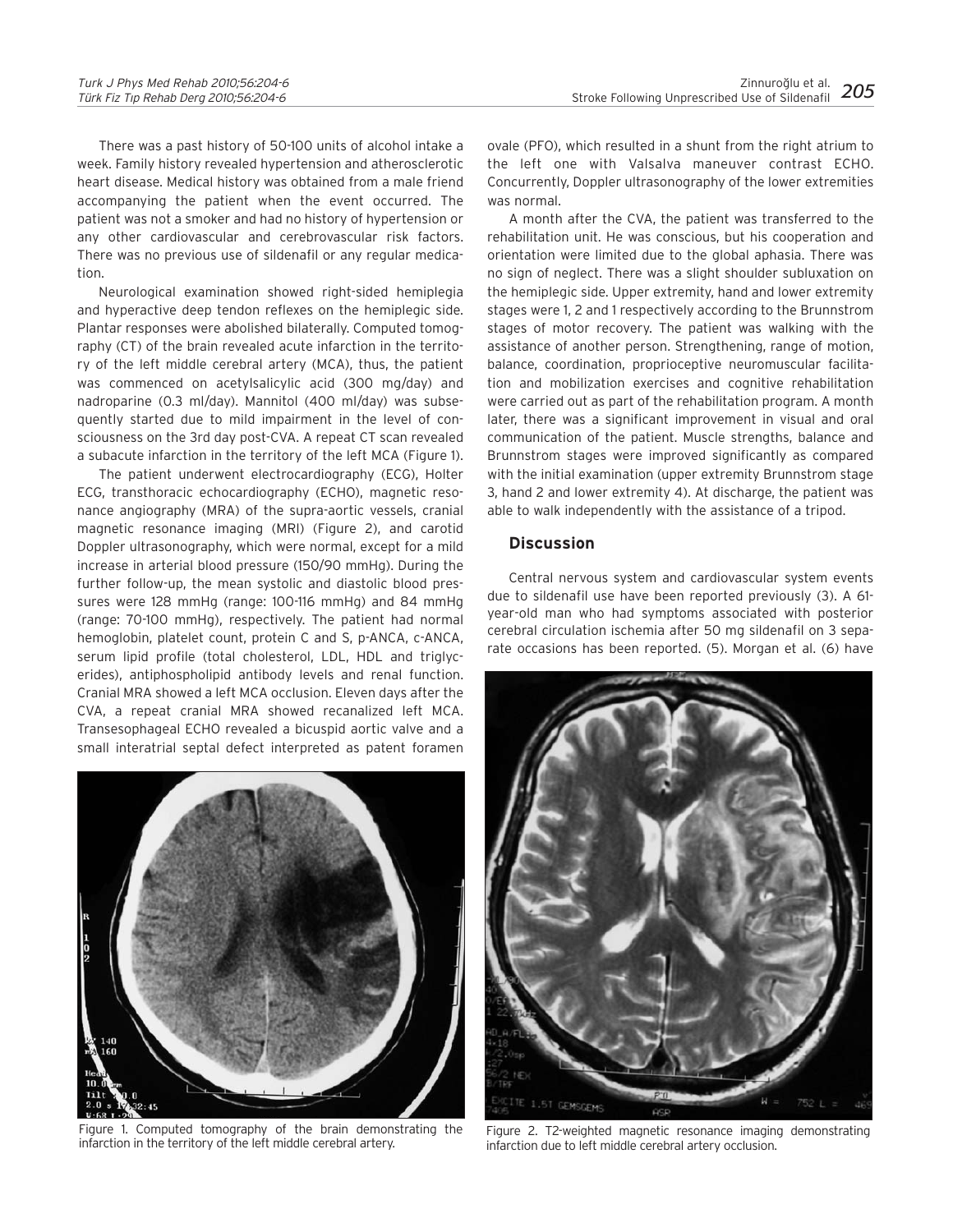There was a past history of 50-100 units of alcohol intake a week. Family history revealed hypertension and atherosclerotic heart disease. Medical history was obtained from a male friend accompanying the patient when the event occurred. The patient was not a smoker and had no history of hypertension or any other cardiovascular and cerebrovascular risk factors. There was no previous use of sildenafil or any regular medication.

Neurological examination showed right-sided hemiplegia and hyperactive deep tendon reflexes on the hemiplegic side. Plantar responses were abolished bilaterally. Computed tomography (CT) of the brain revealed acute infarction in the territory of the left middle cerebral artery (MCA), thus, the patient was commenced on acetylsalicylic acid (300 mg/day) and nadroparine (0.3 ml/day). Mannitol (400 ml/day) was subsequently started due to mild impairment in the level of consciousness on the 3rd day post-CVA. A repeat CT scan revealed a subacute infarction in the territory of the left MCA (Figure 1).

The patient underwent electrocardiography (ECG), Holter ECG, transthoracic echocardiography (ECHO), magnetic resonance angiography (MRA) of the supra-aortic vessels, cranial magnetic resonance imaging (MRI) (Figure 2), and carotid Doppler ultrasonography, which were normal, except for a mild increase in arterial blood pressure (150/90 mmHg). During the further follow-up, the mean systolic and diastolic blood pressures were 128 mmHg (range: 100-116 mmHg) and 84 mmHg (range: 70-100 mmHg), respectively. The patient had normal hemoglobin, platelet count, protein C and S, p-ANCA, c-ANCA, serum lipid profile (total cholesterol, LDL, HDL and triglycerides), antiphospholipid antibody levels and renal function. Cranial MRA showed a left MCA occlusion. Eleven days after the CVA, a repeat cranial MRA showed recanalized left MCA. Transesophageal ECHO revealed a bicuspid aortic valve and a small interatrial septal defect interpreted as patent foramen ovale (PFO), which resulted in a shunt from the right atrium to the left one with Valsalva maneuver contrast ECHO. Concurrently, Doppler ultrasonography of the lower extremities was normal.

A month after the CVA, the patient was transferred to the rehabilitation unit. He was conscious, but his cooperation and orientation were limited due to the global aphasia. There was no sign of neglect. There was a slight shoulder subluxation on the hemiplegic side. Upper extremity, hand and lower extremity stages were 1, 2 and 1 respectively according to the Brunnstrom stages of motor recovery. The patient was walking with the assistance of another person. Strengthening, range of motion, balance, coordination, proprioceptive neuromuscular facilitation and mobilization exercises and cognitive rehabilitation were carried out as part of the rehabilitation program. A month later, there was a significant improvement in visual and oral communication of the patient. Muscle strengths, balance and Brunnstrom stages were improved significantly as compared with the initial examination (upper extremity Brunnstrom stage 3, hand 2 and lower extremity 4). At discharge, the patient was able to walk independently with the assistance of a tripod.

## Discussion

Central nervous system and cardiovascular system events due to sildenafil use have been reported previously (3). A 61-year-old man who had symptoms associated with posterior cerebral circulation ischemia after 50 mg sildenafil on 3 separate occasions has been reported. (5). Morgan et al. (6) have

Figure 1. Computed tomography of the brain demonstrating the infarction in the territory of the left middle cerebral artery.

Figure 2. T2-weighted magnetic resonance imaging demonstrating infarction due to left middle cerebral artery occlusion.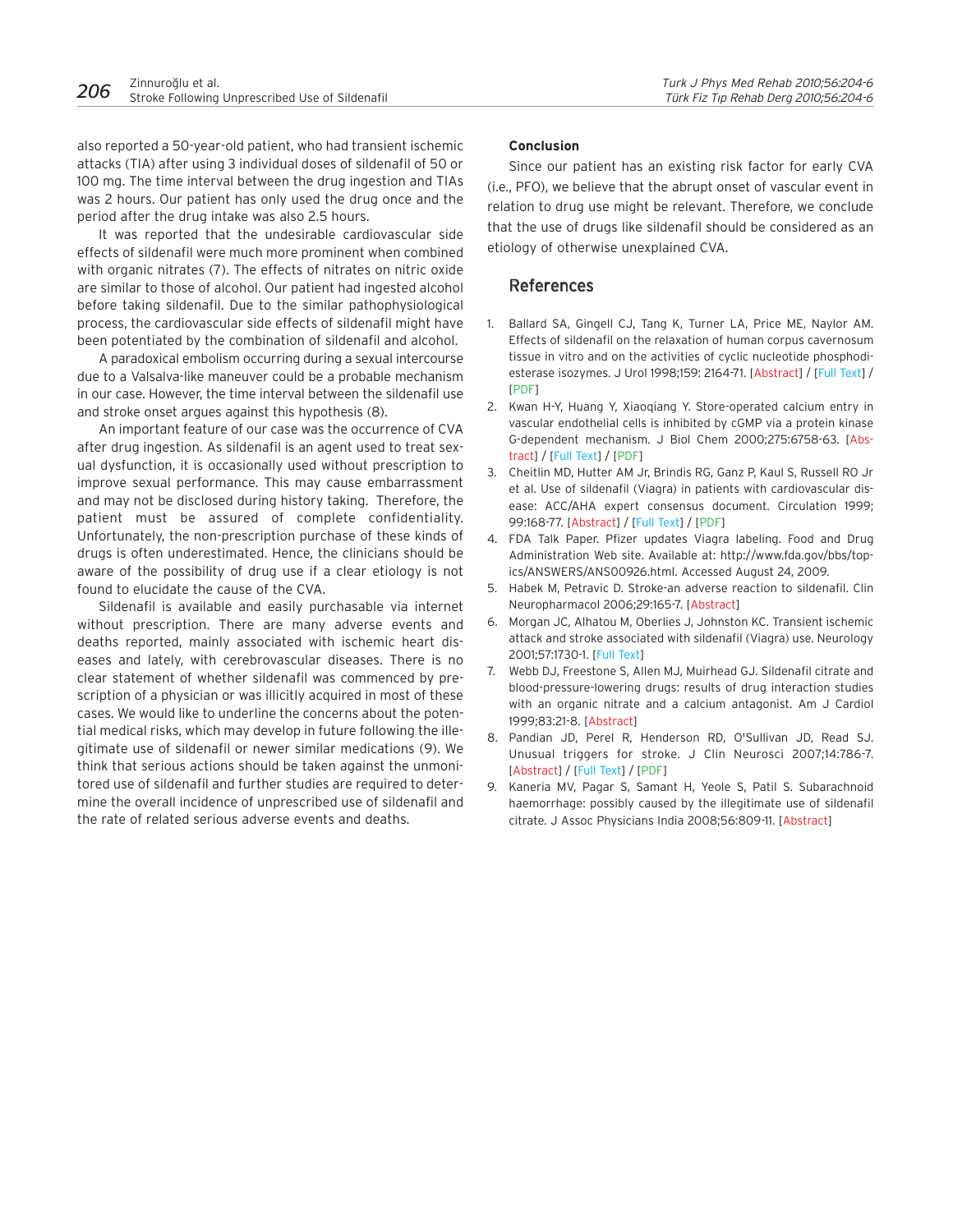also reported a 50-year-old patient, who had transient ischemic attacks (TIA) after using 3 individual doses of sildenafil of 50 or 100 mg. The time interval between the drug ingestion and TIAs was 2 hours. Our patient has only used the drug once and the period after the drug intake was also 2.5 hours.

It was reported that the undesirable cardiovascular side effects of sildenafil were much more prominent when combined with organic nitrates (7). The effects of nitrates on nitric oxide are similar to those of alcohol. Our patient had ingested alcohol before taking sildenafil. Due to the similar pathophysiological process, the cardiovascular side effects of sildenafil might have been potentiated by the combination of sildenafil and alcohol.

A paradoxical embolism occurring during a sexual intercourse due to a Valsalva-like maneuver could be a probable mechanism in our case. However, the time interval between the sildenafil use and stroke onset argues against this hypothesis (8).

An important feature of our case was the occurrence of CVA after drug ingestion. As sildenafil is an agent used to treat sexual dysfunction, it is occasionally used without prescription to improve sexual performance. This may cause embarrassment and may not be disclosed during history taking. Therefore, the patient must be assured of complete confidentiality. Unfortunately, the non-prescription purchase of these kinds of drugs is often underestimated. Hence, the clinicians should be aware of the possibility of drug use if a clear etiology is not found to elucidate the cause of the CVA.

Sildenafil is available and easily purchasable via internet without prescription. There are many adverse events and deaths reported, mainly associated with ischemic heart diseases and lately, with cerebrovascular diseases. There is no clear statement of whether sildenafil was commenced by prescription of a physician or was illicitly acquired in most of these cases. We would like to underline the concerns about the potential medical risks, which may develop in future following the illegitimate use of sildenafil or newer similar medications (9). We think that serious actions should be taken against the unmonitored use of sildenafil and further studies are required to determine the overall incidence of unprescribed use of sildenafil and the rate of related serious adverse events and deaths.

### Conclusion

Since our patient has an existing risk factor for early CVA (i.e., PFO), we believe that the abrupt onset of vascular event in relation to drug use might be relevant. Therefore, we conclude that the use of drugs like sildenafil should be considered as an etiology of otherwise unexplained CVA.

## References

1. Ballard SA, Gingell CJ, Tang K, Turner LA, Price ME, Naylor AM. Effects of sildenafil on the relaxation of human corpus cavernosum tissue in vitro and on the activities of cyclic nucleotide phosphodiesterase isozymes. J Urol 1998;159: 2164-71. [Abstract] / [Full Text] / [PDF]
2. Kwan H-Y, Huang Y, Xiaoqiang Y. Store-operated calcium entry in vascular endothelial cells is inhibited by cGMP via a protein kinase G-dependent mechanism. J Biol Chem 2000;275:6758-63. [Abstract] / [Full Text] / [PDF]
3. Cheitlin MD, Hutter AM Jr, Brindis RG, Ganz P, Kaul S, Russell RO Jr et al. Use of sildenafil (Viagra) in patients with cardiovascular disease: ACC/AHA expert consensus document. Circulation 1999; 99:168-77. [Abstract] / [Full Text] / [PDF]
4. FDA Talk Paper. Pfizer updates Viagra labeling. Food and Drug Administration Web site. Available at: http://www.fda.gov/bbs/topics/ANSWERS/ANS00926.html. Accessed August 24, 2009.
5. Habek M, Petravic D. Stroke-an adverse reaction to sildenafil. Clin Neuropharmacol 2006;29:165-7. [Abstract]
6. Morgan JC, Alhatou M, Oberlies J, Johnston KC. Transient ischemic attack and stroke associated with sildenafil (Viagra) use. Neurology 2001;57:1730-1. [Full Text]
7. Webb DJ, Freestone S, Allen MJ, Muirhead GJ. Sildenafil citrate and blood-pressure-lowering drugs: results of drug interaction studies with an organic nitrate and a calcium antagonist. Am J Cardiol 1999;83:21-8. [Abstract]
8. Pandian JD, Perel R, Henderson RD, O'Sullivan JD, Read SJ. Unusual triggers for stroke. J Clin Neurosci 2007;14:786-7. [Abstract] / [Full Text] / [PDF]
9. Kaneria MV, Pagar S, Samant H, Yeole S, Patil S. Subarachnoid haemorrhage: possibly caused by the illegitimate use of sildenafil citrate. J Assoc Physicians India 2008;56:809-11. [Abstract]